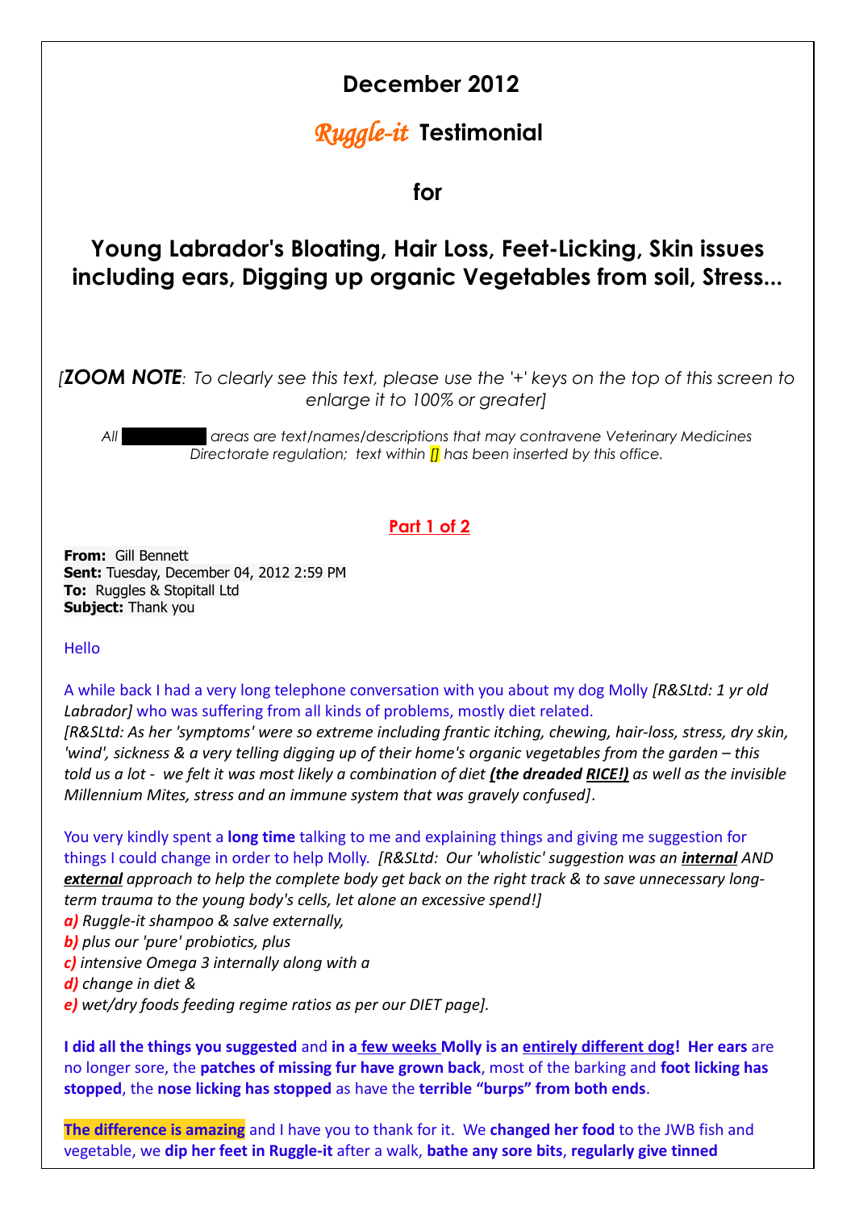# December 2012

## *Ruggle-it* Testimonial

## for

## Young Labrador's Bloating, Hair Loss, Feet-Licking, Skin issues including ears, Digging up organic Vegetables from soil, Stress...

*[**ZOOM NOTE**: To clearly see this text, please use the '+' keys on the top of this screen to enlarge it to 100% or greater]*

*All ██████ areas are text/names/descriptions that may contravene Veterinary Medicines Directorate regulation; text within [] has been inserted by this office.*

**Part 1 of 2**

**From:** Gill Bennett
**Sent:** Tuesday, December 04, 2012 2:59 PM
**To:** Ruggles & Stopitall Ltd
**Subject:** Thank you

Hello

A while back I had a very long telephone conversation with you about my dog Molly *[R&SLtd: 1 yr old Labrador]* who was suffering from all kinds of problems, mostly diet related.
*[R&SLtd: As her 'symptoms' were so extreme including frantic itching, chewing, hair-loss, stress, dry skin, 'wind', sickness & a very telling digging up of their home's organic vegetables from the garden – this told us a lot - we felt it was most likely a combination of diet **(the dreaded RICE!)** as well as the invisible Millennium Mites, stress and an immune system that was gravely confused]*.

You very kindly spent a **long time** talking to me and explaining things and giving me suggestion for things I could change in order to help Molly. *[R&SLtd: Our 'wholistic' suggestion was an **internal** AND **external** approach to help the complete body get back on the right track & to save unnecessary long-term trauma to the young body's cells, let alone an excessive spend!]*

***a)*** *Ruggle-it shampoo & salve externally,*
***b)*** *plus our 'pure' probiotics, plus*
***c)*** *intensive Omega 3 internally along with a*
***d)*** *change in diet &*
***e)*** *wet/dry foods feeding regime ratios as per our DIET page].*

**I did all the things you suggested** and **in a few weeks Molly is an entirely different dog! Her ears** are no longer sore, the **patches of missing fur have grown back**, most of the barking and **foot licking has stopped**, the **nose licking has stopped** as have the **terrible "burps" from both ends**.

**The difference is amazing** and I have you to thank for it. We **changed her food** to the JWB fish and vegetable, we **dip her feet in Ruggle-it** after a walk, **bathe any sore bits**, **regularly give tinned**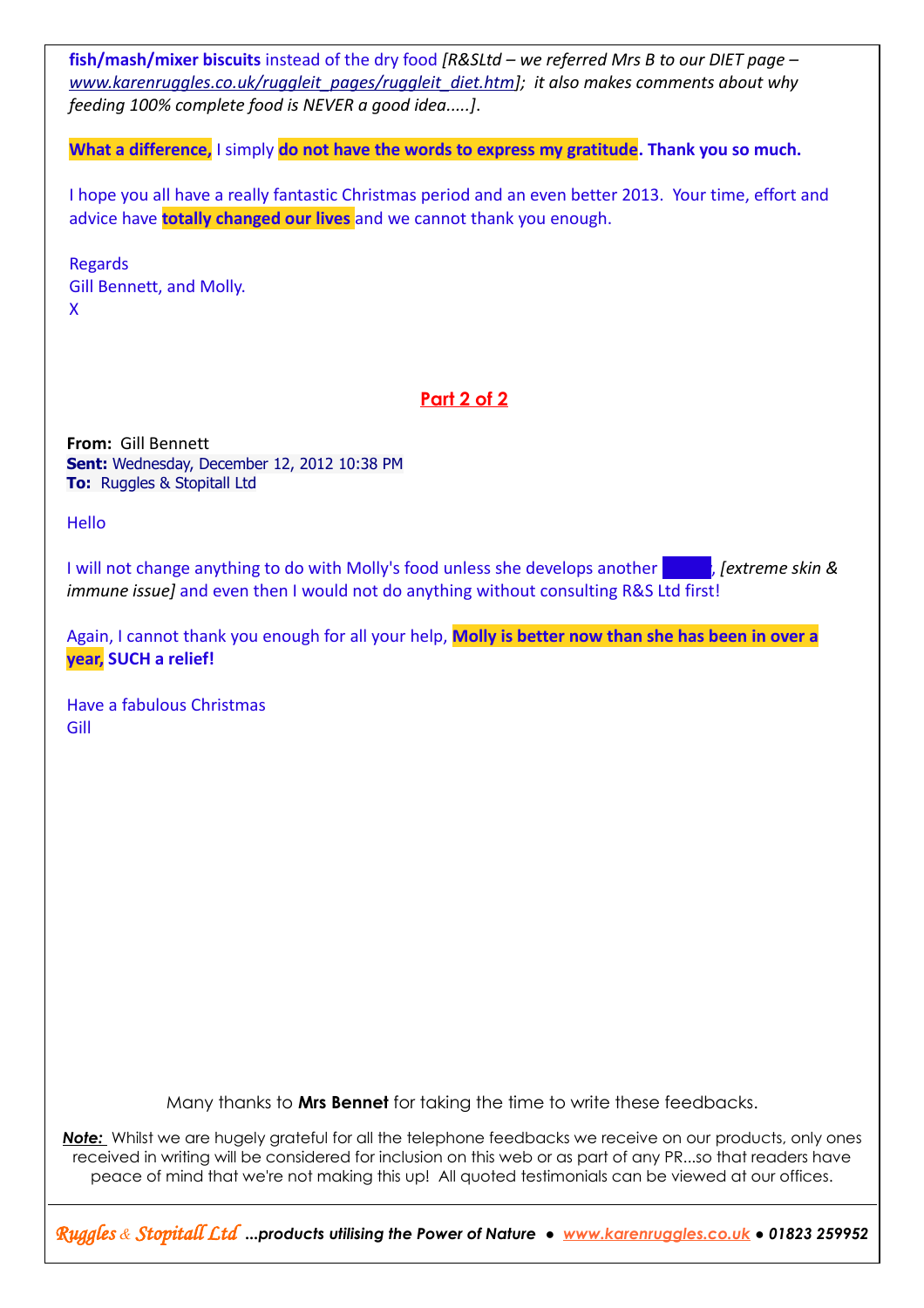**fish/mash/mixer biscuits** instead of the dry food *[R&SLtd – we referred Mrs B to our DIET page – www.karenruggles.co.uk/ruggleit_pages/ruggleit_diet.htm]; it also makes comments about why feeding 100% complete food is NEVER a good idea.....]*.

**What a difference,** I simply **do not have the words to express my gratitude. Thank you so much.**

I hope you all have a really fantastic Christmas period and an even better 2013. Your time, effort and advice have **totally changed our lives** and we cannot thank you enough.

Regards
Gill Bennett, and Molly.
X

## Part 2 of 2

**From:** Gill Bennett
**Sent:** Wednesday, December 12, 2012 10:38 PM
**To:** Ruggles & Stopitall Ltd

Hello

I will not change anything to do with Molly's food unless she develops another ██████, *[extreme skin & immune issue]* and even then I would not do anything without consulting R&S Ltd first!

Again, I cannot thank you enough for all your help, **Molly is better now than she has been in over a year, SUCH a relief!**

Have a fabulous Christmas
Gill

Many thanks to **Mrs Bennet** for taking the time to write these feedbacks.

***Note:*** Whilst we are hugely grateful for all the telephone feedbacks we receive on our products, only ones received in writing will be considered for inclusion on this web or as part of any PR...so that readers have peace of mind that we're not making this up! All quoted testimonials can be viewed at our offices.

*Ruggles & Stopitall Ltd* ***...products utilising the Power of Nature • www.karenruggles.co.uk • 01823 259952***